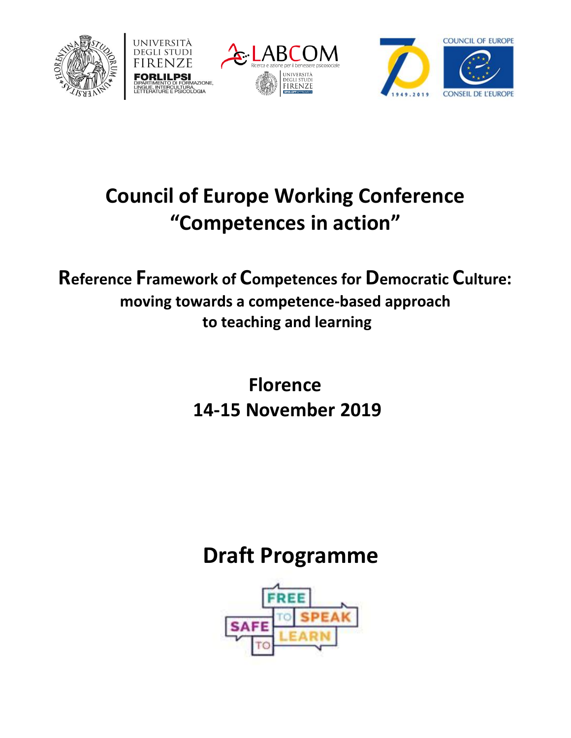# Council of Europe Working Conference
# "Competences in action"

## Reference Framework of Competences for Democratic Culture:
## moving towards a competence-based approach to teaching and learning

## Florence
## 14-15 November 2019

# Draft Programme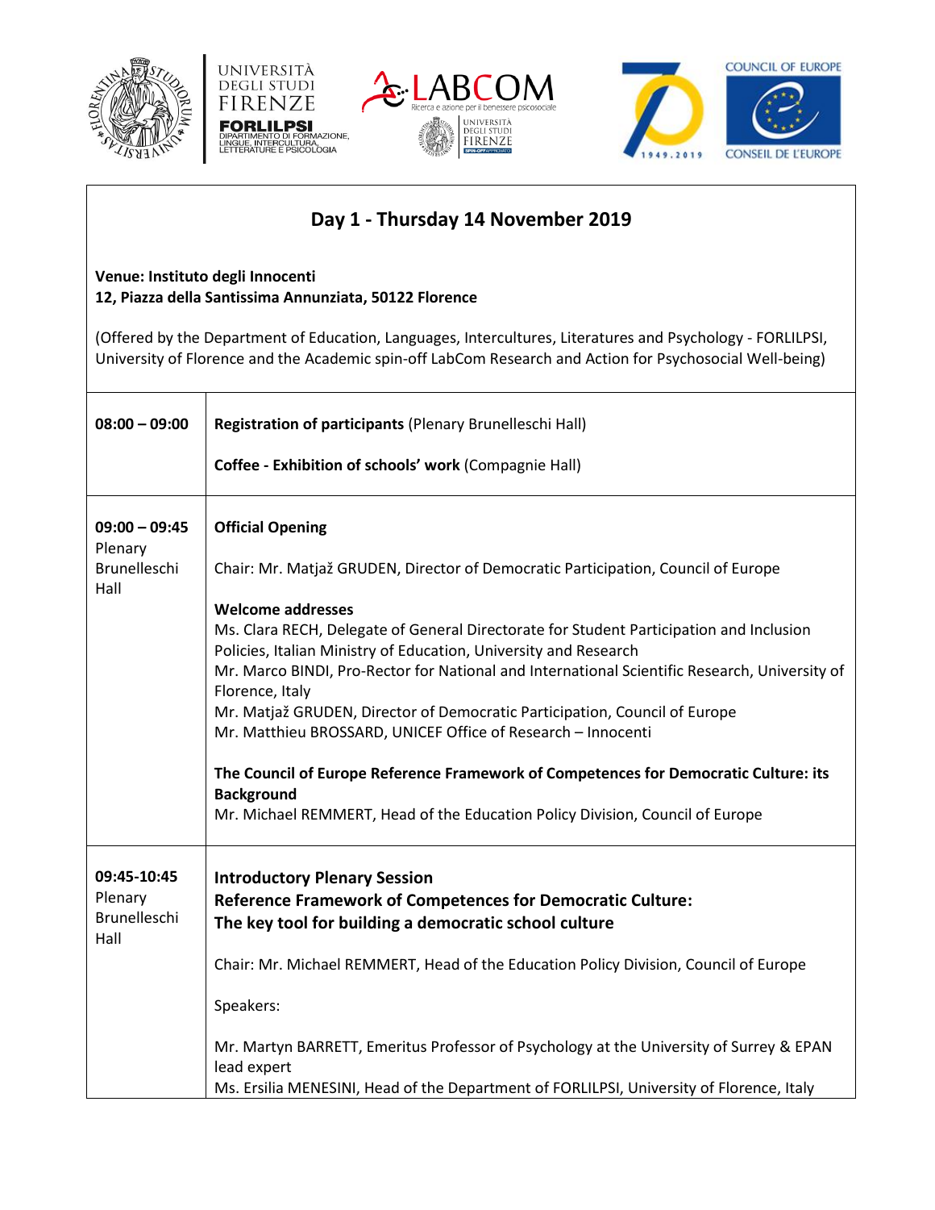## Day 1 - Thursday 14 November 2019

**Venue: Instituto degli Innocenti**
**12, Piazza della Santissima Annunziata, 50122 Florence**

(Offered by the Department of Education, Languages, Intercultures, Literatures and Psychology - FORLILPSI, University of Florence and the Academic spin-off LabCom Research and Action for Psychosocial Well-being)

| | |
|---|---|
| **08:00 – 09:00** | **Registration of participants** (Plenary Brunelleschi Hall)<br><br>**Coffee - Exhibition of schools' work** (Compagnie Hall) |
| **09:00 – 09:45**<br>Plenary Brunelleschi Hall | **Official Opening**<br><br>Chair: Mr. Matjaž GRUDEN, Director of Democratic Participation, Council of Europe<br><br>**Welcome addresses**<br>Ms. Clara RECH, Delegate of General Directorate for Student Participation and Inclusion Policies, Italian Ministry of Education, University and Research<br>Mr. Marco BINDI, Pro-Rector for National and International Scientific Research, University of Florence, Italy<br>Mr. Matjaž GRUDEN, Director of Democratic Participation, Council of Europe<br>Mr. Matthieu BROSSARD, UNICEF Office of Research – Innocenti<br><br>**The Council of Europe Reference Framework of Competences for Democratic Culture: its Background**<br>Mr. Michael REMMERT, Head of the Education Policy Division, Council of Europe |
| **09:45-10:45**<br>Plenary Brunelleschi Hall | **Introductory Plenary Session**<br>**Reference Framework of Competences for Democratic Culture:**<br>**The key tool for building a democratic school culture**<br><br>Chair: Mr. Michael REMMERT, Head of the Education Policy Division, Council of Europe<br><br>Speakers:<br><br>Mr. Martyn BARRETT, Emeritus Professor of Psychology at the University of Surrey & EPAN lead expert<br>Ms. Ersilia MENESINI, Head of the Department of FORLILPSI, University of Florence, Italy |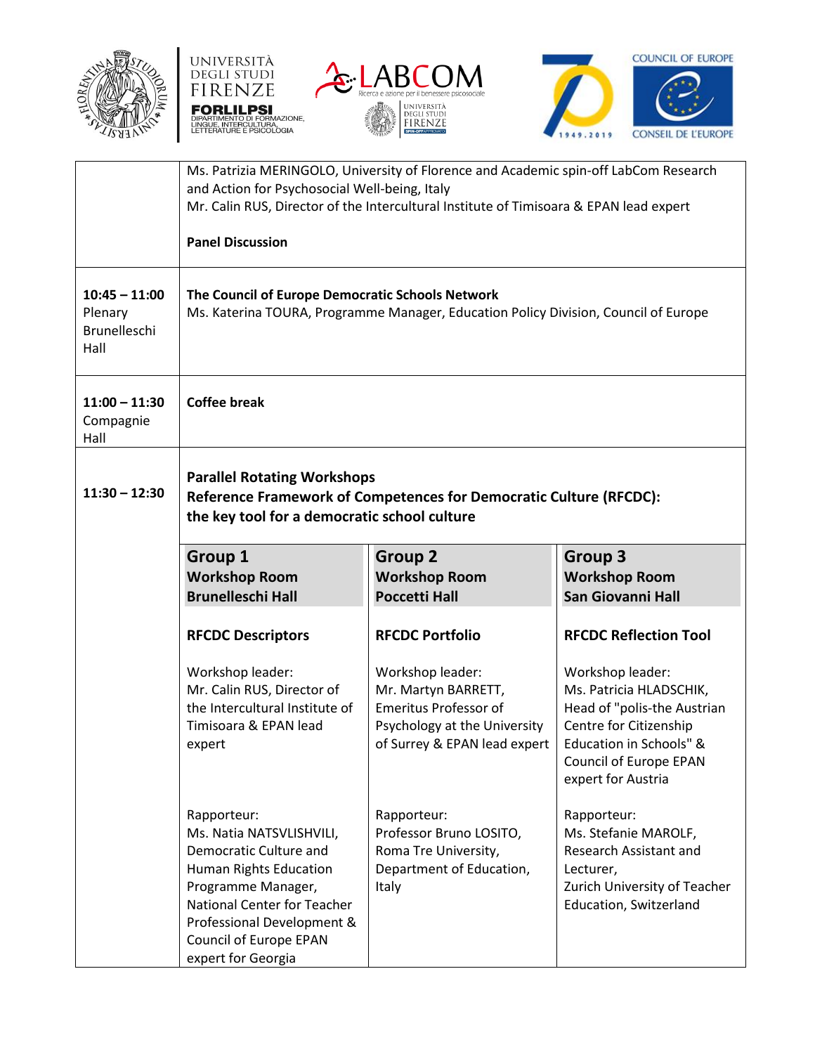| | |
|---|---|
| | Ms. Patrizia MERINGOLO, University of Florence and Academic spin-off LabCom Research and Action for Psychosocial Well-being, Italy<br>Mr. Calin RUS, Director of the Intercultural Institute of Timisoara & EPAN lead expert<br><br>**Panel Discussion** |
| **10:45 – 11:00**<br>Plenary Brunelleschi Hall | **The Council of Europe Democratic Schools Network**<br>Ms. Katerina TOURA, Programme Manager, Education Policy Division, Council of Europe |
| **11:00 – 11:30**<br>Compagnie Hall | **Coffee break** |
| **11:30 – 12:30** | **Parallel Rotating Workshops**<br>**Reference Framework of Competences for Democratic Culture (RFCDC): the key tool for a democratic school culture** |

| Group 1<br>Workshop Room<br>Brunelleschi Hall | Group 2<br>Workshop Room<br>Poccetti Hall | Group 3<br>Workshop Room<br>San Giovanni Hall |
|---|---|---|
| **RFCDC Descriptors** | **RFCDC Portfolio** | **RFCDC Reflection Tool** |
| Workshop leader:<br>Mr. Calin RUS, Director of the Intercultural Institute of Timisoara & EPAN lead expert | Workshop leader:<br>Mr. Martyn BARRETT, Emeritus Professor of Psychology at the University of Surrey & EPAN lead expert | Workshop leader:<br>Ms. Patricia HLADSCHIK, Head of "polis-the Austrian Centre for Citizenship Education in Schools" & Council of Europe EPAN expert for Austria |
| Rapporteur:<br>Ms. Natia NATSVLISHVILI, Democratic Culture and Human Rights Education Programme Manager, National Center for Teacher Professional Development & Council of Europe EPAN expert for Georgia | Rapporteur:<br>Professor Bruno LOSITO, Roma Tre University, Department of Education, Italy | Rapporteur:<br>Ms. Stefanie MAROLF, Research Assistant and Lecturer, Zurich University of Teacher Education, Switzerland |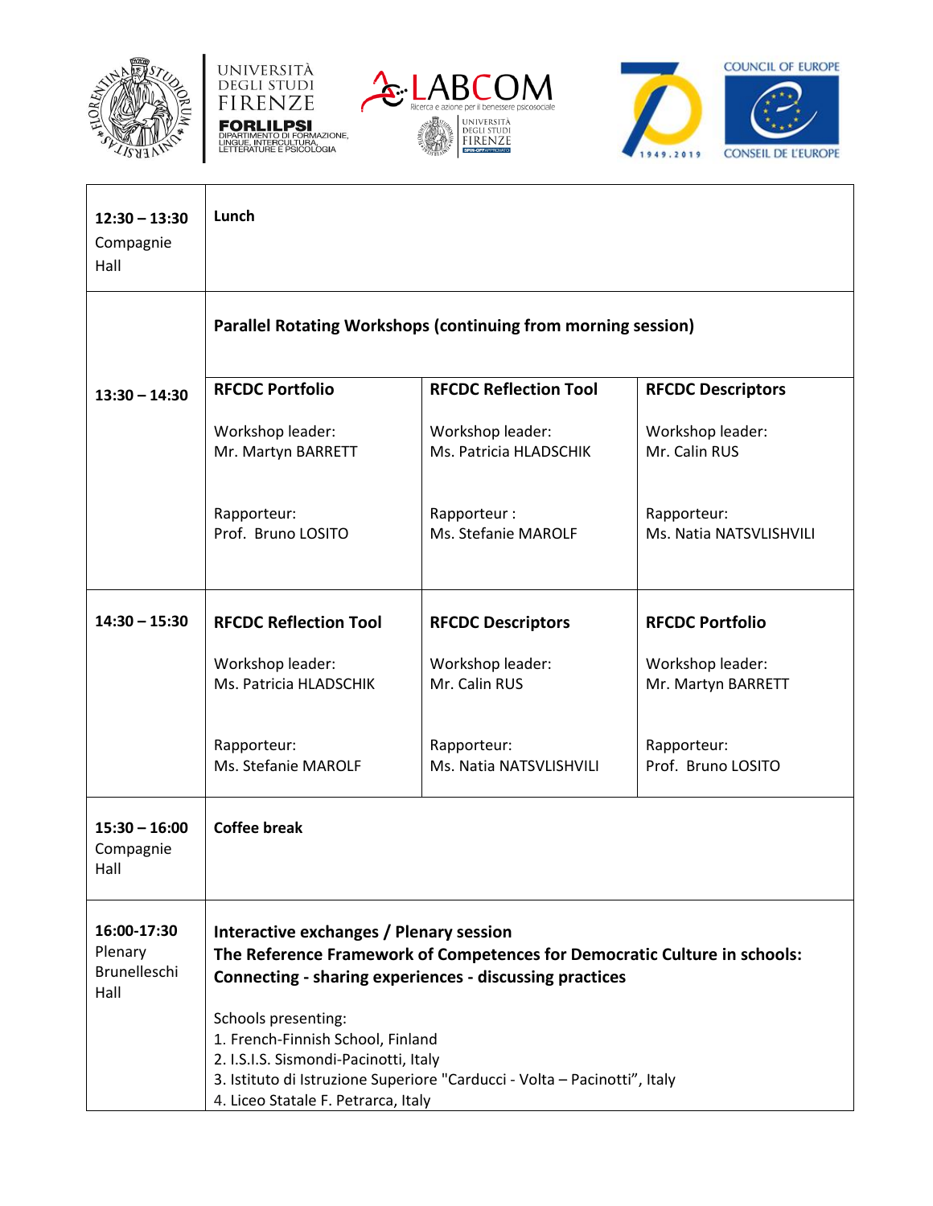| | | | |
|---|---|---|---|
| **12:30 – 13:30** Compagnie Hall | **Lunch** | | |
| **13:30 – 14:30** | **Parallel Rotating Workshops (continuing from morning session)** | | |
| | **RFCDC Portfolio**<br><br>Workshop leader:<br>Mr. Martyn BARRETT<br><br>Rapporteur:<br>Prof. Bruno LOSITO | **RFCDC Reflection Tool**<br><br>Workshop leader:<br>Ms. Patricia HLADSCHIK<br><br>Rapporteur :<br>Ms. Stefanie MAROLF | **RFCDC Descriptors**<br><br>Workshop leader:<br>Mr. Calin RUS<br><br>Rapporteur:<br>Ms. Natia NATSVLISHVILI |
| **14:30 – 15:30** | **RFCDC Reflection Tool**<br><br>Workshop leader:<br>Ms. Patricia HLADSCHIK<br><br>Rapporteur:<br>Ms. Stefanie MAROLF | **RFCDC Descriptors**<br><br>Workshop leader:<br>Mr. Calin RUS<br><br>Rapporteur:<br>Ms. Natia NATSVLISHVILI | **RFCDC Portfolio**<br><br>Workshop leader:<br>Mr. Martyn BARRETT<br><br>Rapporteur:<br>Prof. Bruno LOSITO |
| **15:30 – 16:00** Compagnie Hall | **Coffee break** | | |
| **16:00-17:30** Plenary Brunelleschi Hall | **Interactive exchanges / Plenary session**<br>**The Reference Framework of Competences for Democratic Culture in schools: Connecting - sharing experiences - discussing practices**<br><br>Schools presenting:<br>1. French-Finnish School, Finland<br>2. I.S.I.S. Sismondi-Pacinotti, Italy<br>3. Istituto di Istruzione Superiore "Carducci - Volta – Pacinotti", Italy<br>4. Liceo Statale F. Petrarca, Italy | | |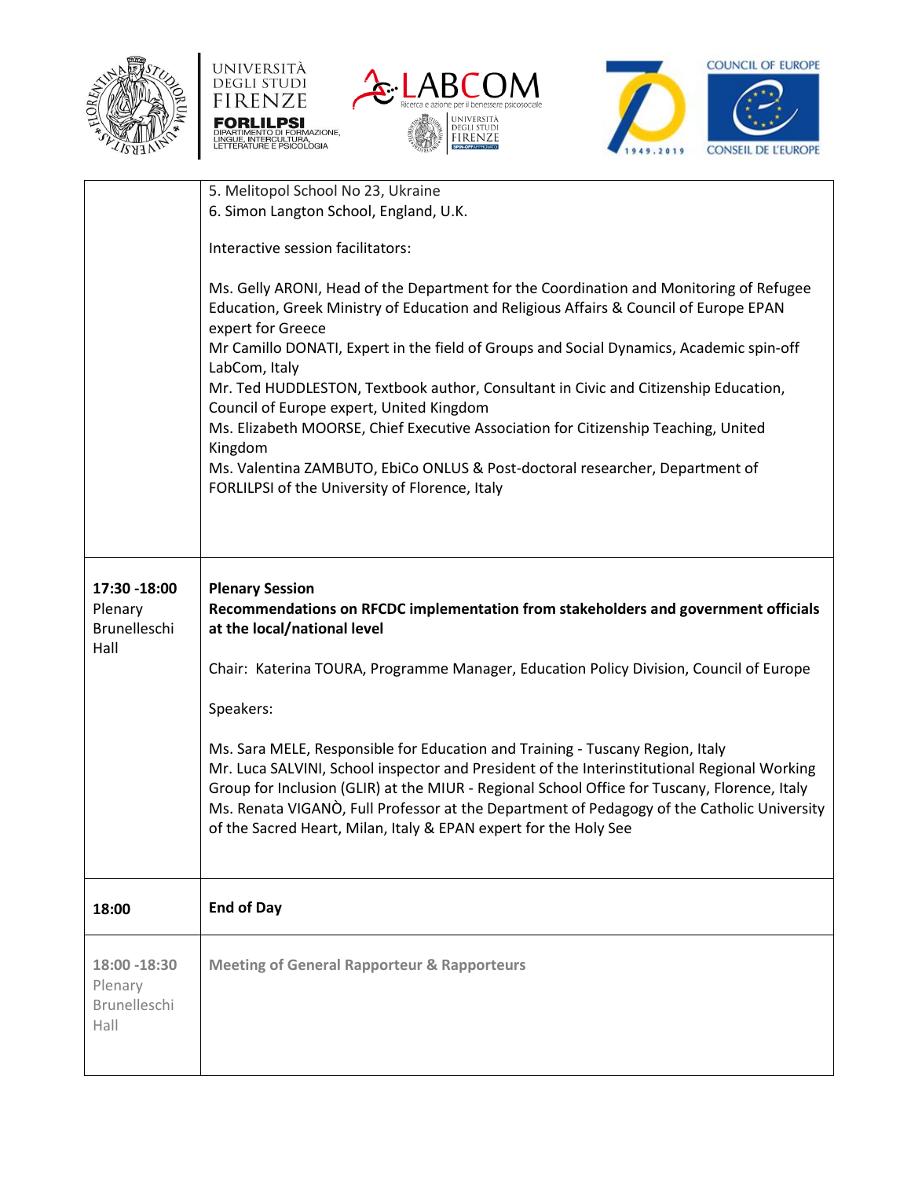| | |
|---|---|
| | 5. Melitopol School No 23, Ukraine<br>6. Simon Langton School, England, U.K.<br><br>Interactive session facilitators:<br><br>Ms. Gelly ARONI, Head of the Department for the Coordination and Monitoring of Refugee Education, Greek Ministry of Education and Religious Affairs & Council of Europe EPAN expert for Greece<br>Mr Camillo DONATI, Expert in the field of Groups and Social Dynamics, Academic spin-off LabCom, Italy<br>Mr. Ted HUDDLESTON, Textbook author, Consultant in Civic and Citizenship Education, Council of Europe expert, United Kingdom<br>Ms. Elizabeth MOORSE, Chief Executive Association for Citizenship Teaching, United Kingdom<br>Ms. Valentina ZAMBUTO, EbiCo ONLUS & Post-doctoral researcher, Department of FORLILPSI of the University of Florence, Italy |
| **17:30 -18:00**<br>Plenary<br>Brunelleschi Hall | **Plenary Session**<br>**Recommendations on RFCDC implementation from stakeholders and government officials at the local/national level**<br><br>Chair: Katerina TOURA, Programme Manager, Education Policy Division, Council of Europe<br><br>Speakers:<br><br>Ms. Sara MELE, Responsible for Education and Training - Tuscany Region, Italy<br>Mr. Luca SALVINI, School inspector and President of the Interinstitutional Regional Working Group for Inclusion (GLIR) at the MIUR - Regional School Office for Tuscany, Florence, Italy<br>Ms. Renata VIGANÒ, Full Professor at the Department of Pedagogy of the Catholic University of the Sacred Heart, Milan, Italy & EPAN expert for the Holy See |
| **18:00** | **End of Day** |
| **18:00 -18:30**<br>Plenary<br>Brunelleschi Hall | **Meeting of General Rapporteur & Rapporteurs** |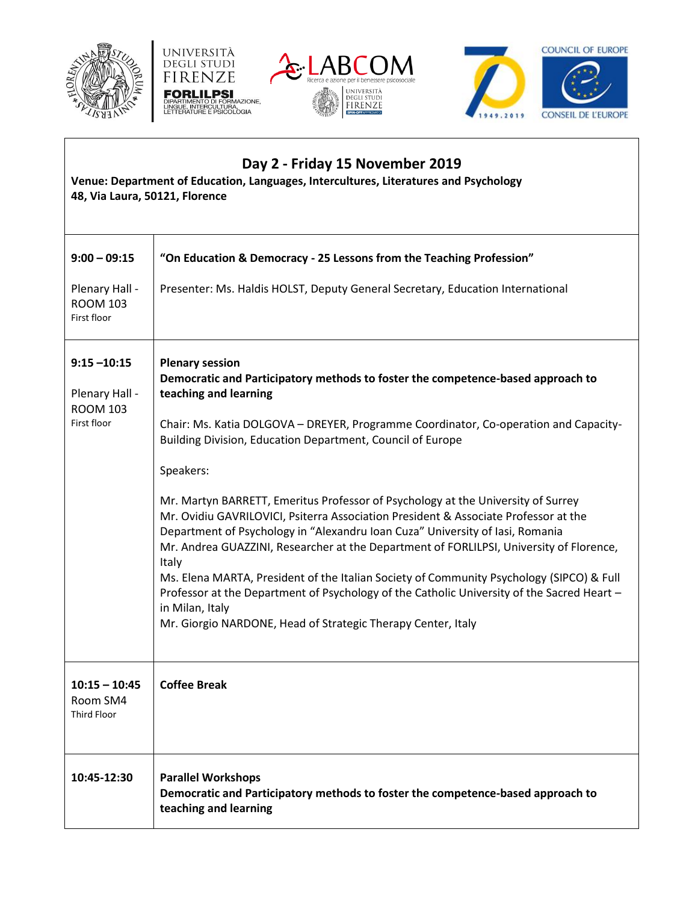## Day 2 - Friday 15 November 2019

**Venue: Department of Education, Languages, Intercultures, Literatures and Psychology**
**48, Via Laura, 50121, Florence**

| | |
|---|---|
| **9:00 – 09:15**<br><br>Plenary Hall - ROOM 103<br>First floor | **"On Education & Democracy - 25 Lessons from the Teaching Profession"**<br><br>Presenter: Ms. Haldis HOLST, Deputy General Secretary, Education International |
| **9:15 –10:15**<br><br>Plenary Hall - ROOM 103<br>First floor | **Plenary session**<br>**Democratic and Participatory methods to foster the competence-based approach to teaching and learning**<br><br>Chair: Ms. Katia DOLGOVA – DREYER, Programme Coordinator, Co-operation and Capacity-Building Division, Education Department, Council of Europe<br><br>Speakers:<br><br>Mr. Martyn BARRETT, Emeritus Professor of Psychology at the University of Surrey<br>Mr. Ovidiu GAVRILOVICI, Psiterra Association President & Associate Professor at the Department of Psychology in "Alexandru Ioan Cuza" University of Iasi, Romania<br>Mr. Andrea GUAZZINI, Researcher at the Department of FORLILPSI, University of Florence, Italy<br>Ms. Elena MARTA, President of the Italian Society of Community Psychology (SIPCO) & Full Professor at the Department of Psychology of the Catholic University of the Sacred Heart – in Milan, Italy<br>Mr. Giorgio NARDONE, Head of Strategic Therapy Center, Italy |
| **10:15 – 10:45**<br>Room SM4<br>Third Floor | **Coffee Break** |
| **10:45-12:30** | **Parallel Workshops**<br>**Democratic and Participatory methods to foster the competence-based approach to teaching and learning** |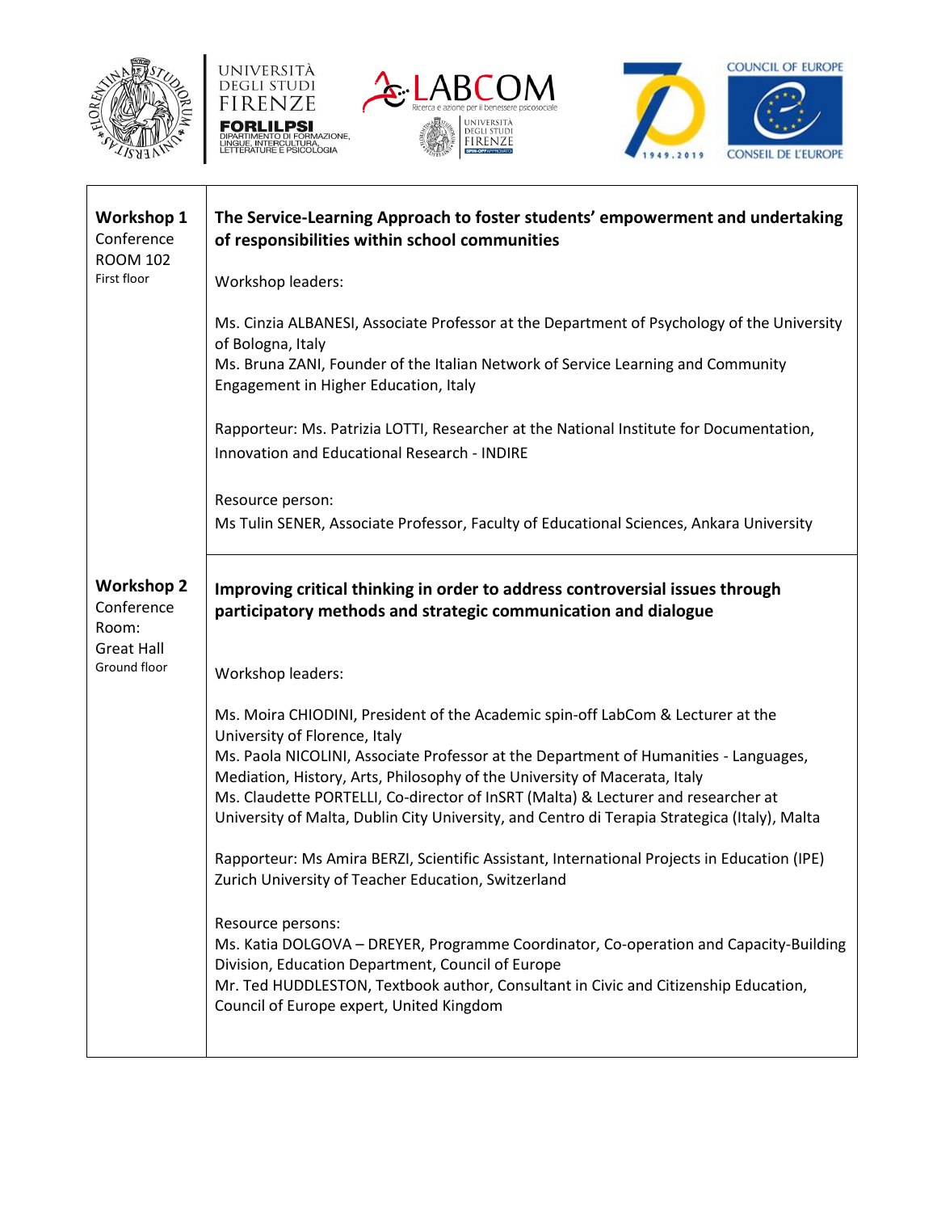| | |
|---|---|
| **Workshop 1**<br>Conference ROOM 102<br>First floor | **The Service-Learning Approach to foster students' empowerment and undertaking of responsibilities within school communities**<br><br>Workshop leaders:<br><br>Ms. Cinzia ALBANESI, Associate Professor at the Department of Psychology of the University of Bologna, Italy<br>Ms. Bruna ZANI, Founder of the Italian Network of Service Learning and Community Engagement in Higher Education, Italy<br><br>Rapporteur: Ms. Patrizia LOTTI, Researcher at the National Institute for Documentation, Innovation and Educational Research - INDIRE<br><br>Resource person:<br>Ms Tulin SENER, Associate Professor, Faculty of Educational Sciences, Ankara University |
| **Workshop 2**<br>Conference Room:<br>Great Hall<br>Ground floor | **Improving critical thinking in order to address controversial issues through participatory methods and strategic communication and dialogue**<br><br>Workshop leaders:<br><br>Ms. Moira CHIODINI, President of the Academic spin-off LabCom & Lecturer at the University of Florence, Italy<br>Ms. Paola NICOLINI, Associate Professor at the Department of Humanities - Languages, Mediation, History, Arts, Philosophy of the University of Macerata, Italy<br>Ms. Claudette PORTELLI, Co-director of InSRT (Malta) & Lecturer and researcher at University of Malta, Dublin City University, and Centro di Terapia Strategica (Italy), Malta<br><br>Rapporteur: Ms Amira BERZI, Scientific Assistant, International Projects in Education (IPE) Zurich University of Teacher Education, Switzerland<br><br>Resource persons:<br>Ms. Katia DOLGOVA – DREYER, Programme Coordinator, Co-operation and Capacity-Building Division, Education Department, Council of Europe<br>Mr. Ted HUDDLESTON, Textbook author, Consultant in Civic and Citizenship Education, Council of Europe expert, United Kingdom |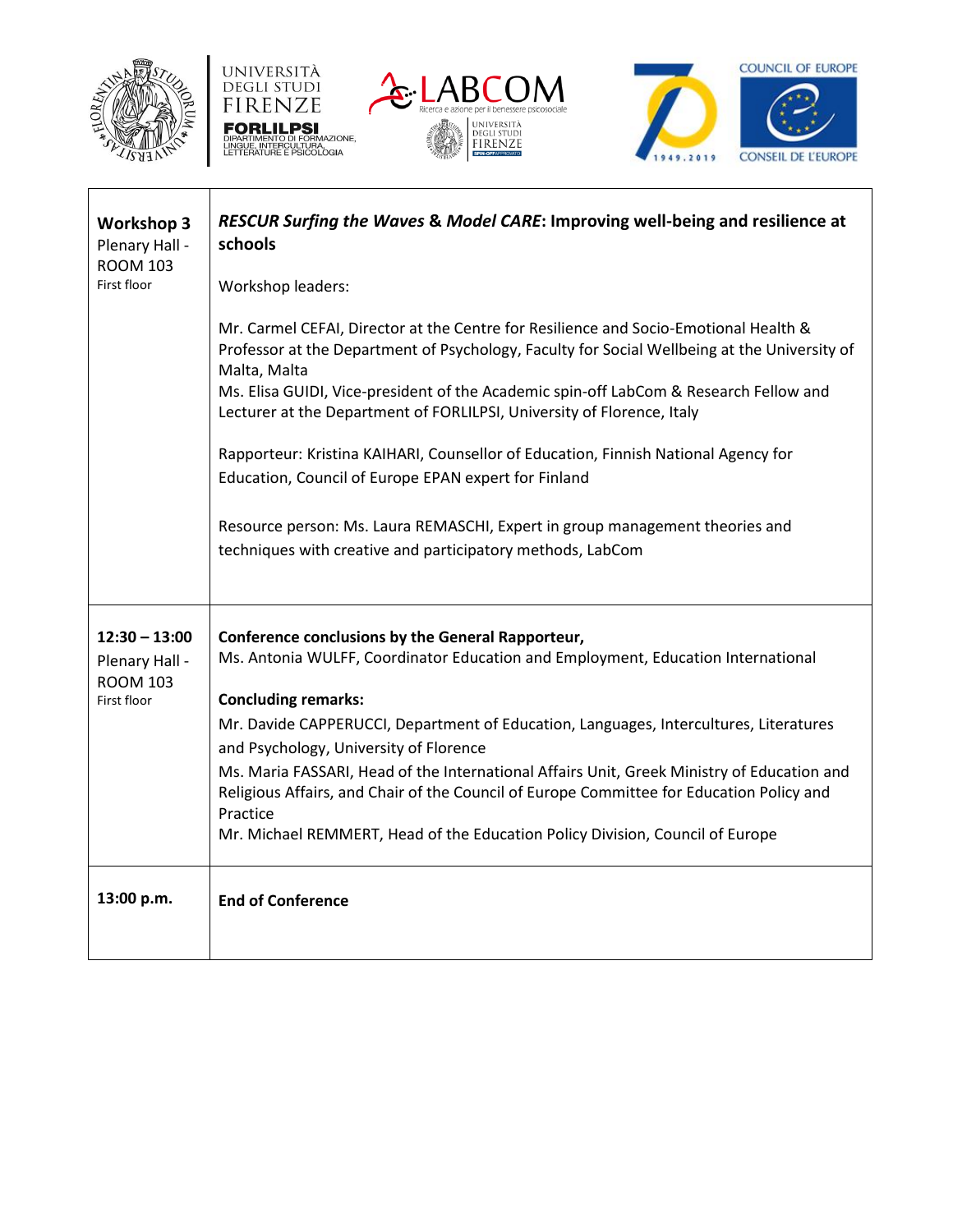| | |
|---|---|
| **Workshop 3**<br>Plenary Hall - ROOM 103<br>First floor | ***RESCUR Surfing the Waves* & *Model CARE*: Improving well-being and resilience at schools**<br><br>Workshop leaders:<br><br>Mr. Carmel CEFAI, Director at the Centre for Resilience and Socio-Emotional Health & Professor at the Department of Psychology, Faculty for Social Wellbeing at the University of Malta, Malta<br>Ms. Elisa GUIDI, Vice-president of the Academic spin-off LabCom & Research Fellow and Lecturer at the Department of FORLILPSI, University of Florence, Italy<br><br>Rapporteur: Kristina KAIHARI, Counsellor of Education, Finnish National Agency for Education, Council of Europe EPAN expert for Finland<br><br>Resource person: Ms. Laura REMASCHI, Expert in group management theories and techniques with creative and participatory methods, LabCom |
| **12:30 – 13:00**<br>Plenary Hall - ROOM 103<br>First floor | **Conference conclusions by the General Rapporteur,**<br>Ms. Antonia WULFF, Coordinator Education and Employment, Education International<br><br>**Concluding remarks:**<br>Mr. Davide CAPPERUCCI, Department of Education, Languages, Intercultures, Literatures and Psychology, University of Florence<br>Ms. Maria FASSARI, Head of the International Affairs Unit, Greek Ministry of Education and Religious Affairs, and Chair of the Council of Europe Committee for Education Policy and Practice<br>Mr. Michael REMMERT, Head of the Education Policy Division, Council of Europe |
| **13:00 p.m.** | **End of Conference** |